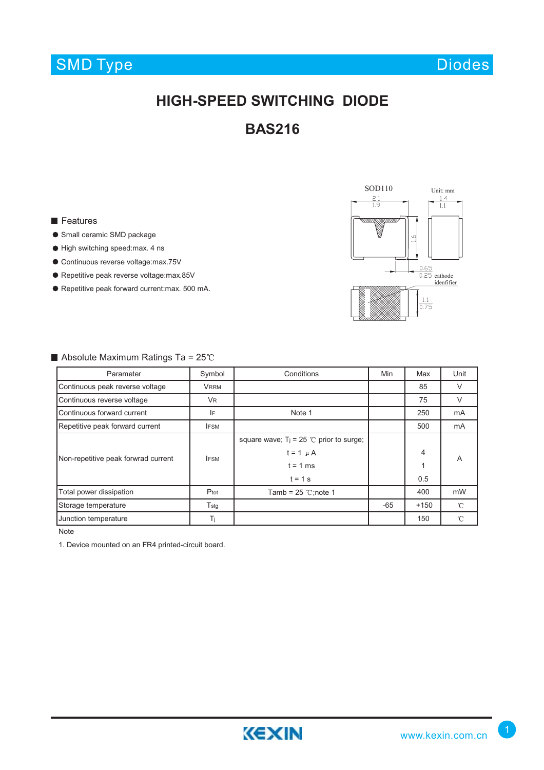SMD Type | Diodes

# HIGH-SPEED SWITCHING DIODE

# BAS216

SOD110 Unit: mm

■ Features

- Small ceramic SMD package
- High switching speed:max. 4 ns
- Continuous reverse voltage:max.75V
- Repetitive peak reverse voltage:max.85V
- Repetitive peak forward current:max. 500 mA.

■ Absolute Maximum Ratings Ta = 25℃

| Parameter | Symbol | Conditions | Min | Max | Unit |
|---|---|---|---|---|---|
| Continuous peak reverse voltage | $V_{RRM}$ | | | 85 | V |
| Continuous reverse voltage | $V_R$ | | | 75 | V |
| Continuous forward current | $I_F$ | Note 1 | | 250 | mA |
| Repetitive peak forward current | $I_{FSM}$ | | | 500 | mA |
| Non-repetitive peak forwrad current | $I_{FSM}$ | square wave; $T_j$ = 25 ℃ prior to surge; t = 1 μA<br>t = 1 ms<br>t = 1 s | | 4<br>1<br>0.5 | A |
| Total power dissipation | $P_{tot}$ | Tamb = 25 ℃;note 1 | | 400 | mW |
| Storage temperature | $T_{stg}$ | | -65 | +150 | ℃ |
| Junction temperature | $T_j$ | | | 150 | ℃ |

Note

1. Device mounted on an FR4 printed-circuit board.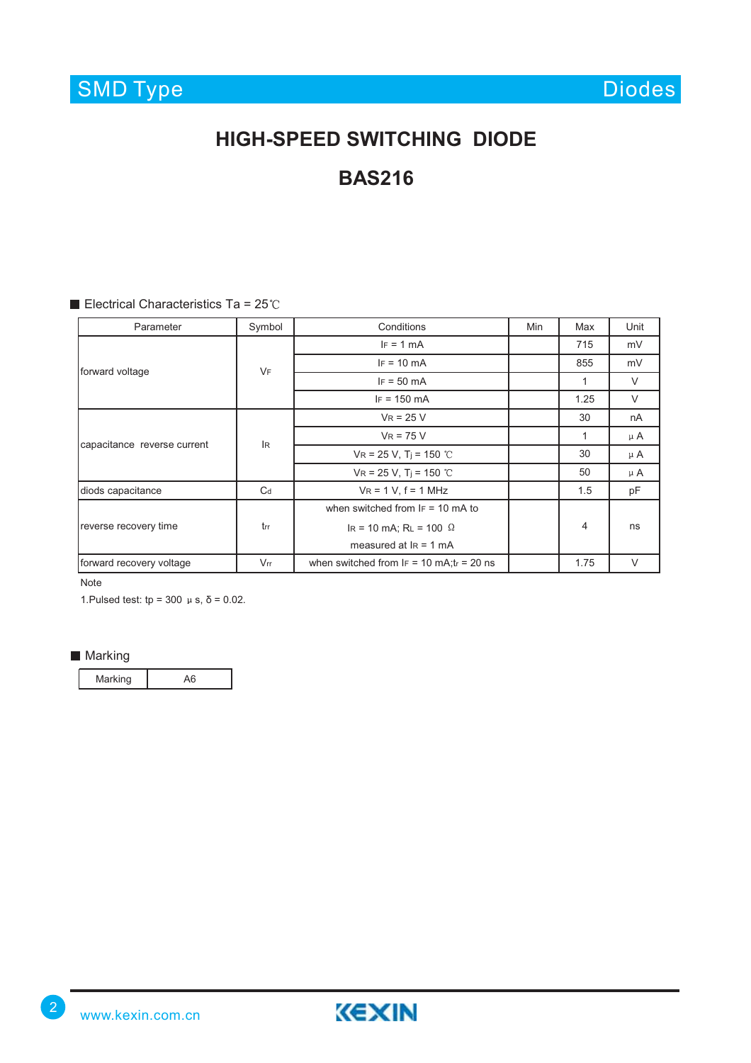# HIGH-SPEED SWITCHING DIODE

## BAS216

■ Electrical Characteristics Ta = 25℃

| Parameter | Symbol | Conditions | Min | Max | Unit |
|---|---|---|---|---|---|
| forward voltage | $V_F$ | $I_F$ = 1 mA | | 715 | mV |
| | | $I_F$ = 10 mA | | 855 | mV |
| | | $I_F$ = 50 mA | | 1 | V |
| | | $I_F$ = 150 mA | | 1.25 | V |
| capacitance reverse current | $I_R$ | $V_R$ = 25 V | | 30 | nA |
| | | $V_R$ = 75 V | | 1 | μA |
| | | $V_R$ = 25 V, $T_j$ = 150 ℃ | | 30 | μA |
| | | $V_R$ = 25 V, $T_j$ = 150 ℃ | | 50 | μA |
| diods capacitance | $C_d$ | $V_R$ = 1 V, f = 1 MHz | | 1.5 | pF |
| reverse recovery time | $t_{rr}$ | when switched from $I_F$ = 10 mA to $I_R$ = 10 mA; $R_L$ = 100 Ω measured at $I_R$ = 1 mA | | 4 | ns |
| forward recovery voltage | $V_{fr}$ | when switched from $I_F$ = 10 mA;$t_r$ = 20 ns | | 1.75 | V |

Note

1.Pulsed test: tp = 300 μs, δ = 0.02.

■ Marking

| Marking | A6 |
|---|---|